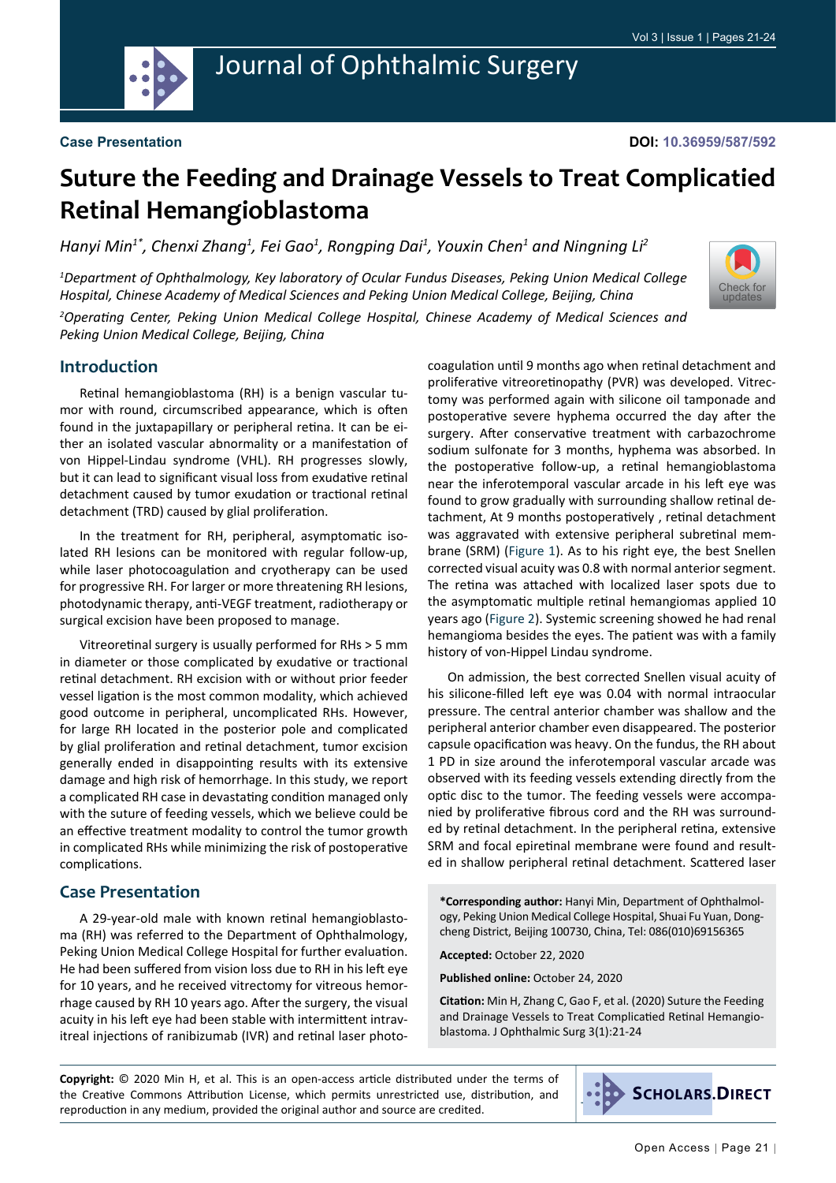Case Presentation

DOI: 10.36959/587/592

# Suture the Feeding and Drainage Vessels to Treat Complicatied Retinal Hemangioblastoma

*Hanyi Min[1*], Chenxi Zhang[1], Fei Gao[1], Rongping Dai[1], Youxin Chen[1] and Ningning Li[2]*

*[1]Department of Ophthalmology, Key laboratory of Ocular Fundus Diseases, Peking Union Medical College Hospital, Chinese Academy of Medical Sciences and Peking Union Medical College, Beijing, China*

*[2]Operating Center, Peking Union Medical College Hospital, Chinese Academy of Medical Sciences and Peking Union Medical College, Beijing, China*

## Introduction

Retinal hemangioblastoma (RH) is a benign vascular tumor with round, circumscribed appearance, which is often found in the juxtapapillary or peripheral retina. It can be either an isolated vascular abnormality or a manifestation of von Hippel-Lindau syndrome (VHL). RH progresses slowly, but it can lead to significant visual loss from exudative retinal detachment caused by tumor exudation or tractional retinal detachment (TRD) caused by glial proliferation.

In the treatment for RH, peripheral, asymptomatic isolated RH lesions can be monitored with regular follow-up, while laser photocoagulation and cryotherapy can be used for progressive RH. For larger or more threatening RH lesions, photodynamic therapy, anti-VEGF treatment, radiotherapy or surgical excision have been proposed to manage.

Vitreoretinal surgery is usually performed for RHs > 5 mm in diameter or those complicated by exudative or tractional retinal detachment. RH excision with or without prior feeder vessel ligation is the most common modality, which achieved good outcome in peripheral, uncomplicated RHs. However, for large RH located in the posterior pole and complicated by glial proliferation and retinal detachment, tumor excision generally ended in disappointing results with its extensive damage and high risk of hemorrhage. In this study, we report a complicated RH case in devastating condition managed only with the suture of feeding vessels, which we believe could be an effective treatment modality to control the tumor growth in complicated RHs while minimizing the risk of postoperative complications.

## Case Presentation

A 29-year-old male with known retinal hemangioblastoma (RH) was referred to the Department of Ophthalmology, Peking Union Medical College Hospital for further evaluation. He had been suffered from vision loss due to RH in his left eye for 10 years, and he received vitrectomy for vitreous hemorrhage caused by RH 10 years ago. After the surgery, the visual acuity in his left eye had been stable with intermittent intravitreal injections of ranibizumab (IVR) and retinal laser photocoagulation until 9 months ago when retinal detachment and proliferative vitreoretinopathy (PVR) was developed. Vitrectomy was performed again with silicone oil tamponade and postoperative severe hyphema occurred the day after the surgery. After conservative treatment with carbazochrome sodium sulfonate for 3 months, hyphema was absorbed. In the postoperative follow-up, a retinal hemangioblastoma near the inferotemporal vascular arcade in his left eye was found to grow gradually with surrounding shallow retinal detachment, At 9 months postoperatively , retinal detachment was aggravated with extensive peripheral subretinal membrane (SRM) (Figure 1). As to his right eye, the best Snellen corrected visual acuity was 0.8 with normal anterior segment. The retina was attached with localized laser spots due to the asymptomatic multiple retinal hemangiomas applied 10 years ago (Figure 2). Systemic screening showed he had renal hemangioma besides the eyes. The patient was with a family history of von-Hippel Lindau syndrome.

On admission, the best corrected Snellen visual acuity of his silicone-filled left eye was 0.04 with normal intraocular pressure. The central anterior chamber was shallow and the peripheral anterior chamber even disappeared. The posterior capsule opacification was heavy. On the fundus, the RH about 1 PD in size around the inferotemporal vascular arcade was observed with its feeding vessels extending directly from the optic disc to the tumor. The feeding vessels were accompanied by proliferative fibrous cord and the RH was surrounded by retinal detachment. In the peripheral retina, extensive SRM and focal epiretinal membrane were found and resulted in shallow peripheral retinal detachment. Scattered laser

**\*Corresponding author:** Hanyi Min, Department of Ophthalmology, Peking Union Medical College Hospital, Shuai Fu Yuan, Dongcheng District, Beijing 100730, China, Tel: 086(010)69156365

**Accepted:** October 22, 2020

**Published online:** October 24, 2020

**Citation:** Min H, Zhang C, Gao F, et al. (2020) Suture the Feeding and Drainage Vessels to Treat Complicatied Retinal Hemangioblastoma. J Ophthalmic Surg 3(1):21-24

**Copyright:** © 2020 Min H, et al. This is an open-access article distributed under the terms of the Creative Commons Attribution License, which permits unrestricted use, distribution, and reproduction in any medium, provided the original author and source are credited.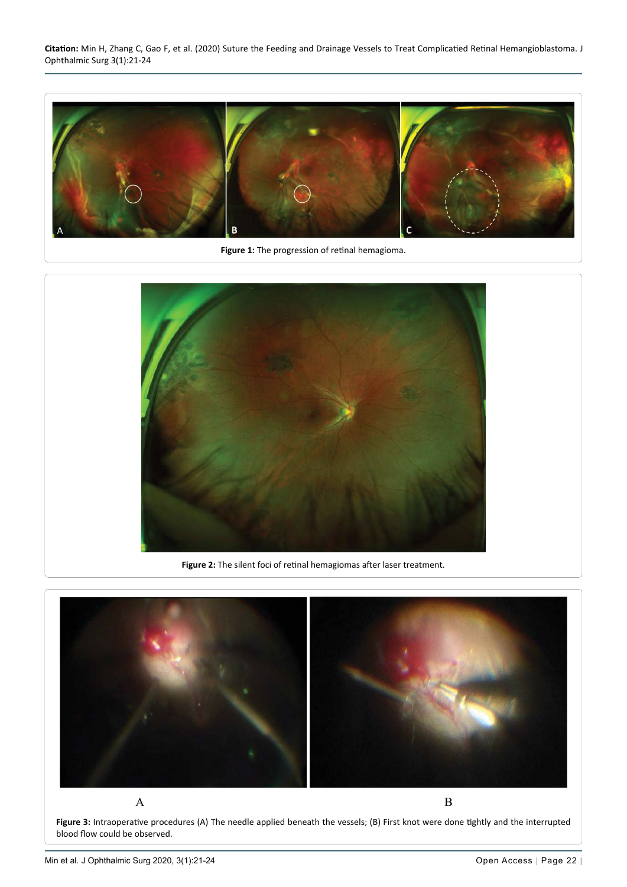**Figure 1:** The progression of retinal hemagioma.

**Figure 2:** The silent foci of retinal hemagiomas after laser treatment.

**Figure 3:** Intraoperative procedures (A) The needle applied beneath the vessels; (B) First knot were done tightly and the interrupted blood flow could be observed.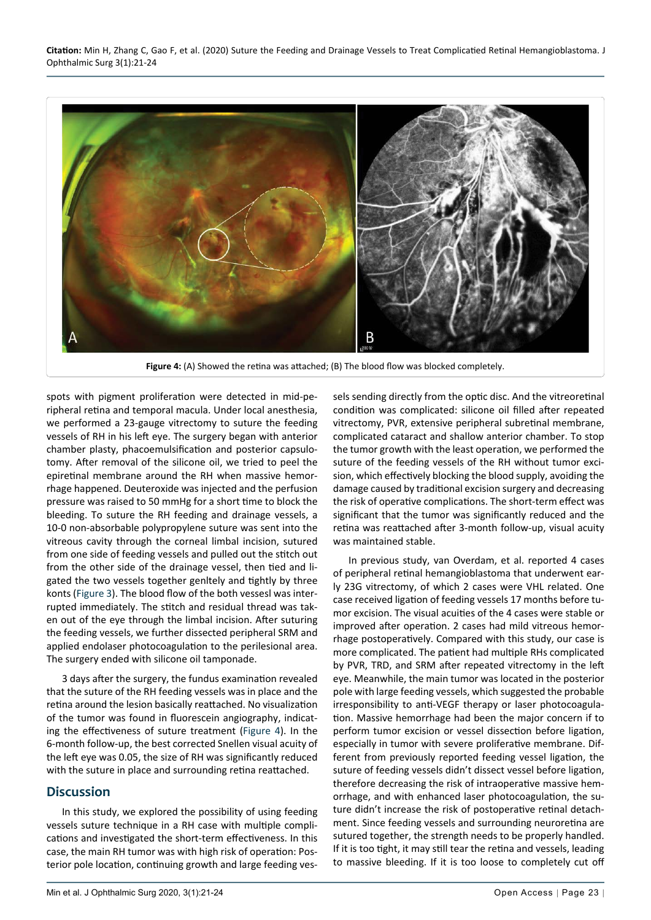**Figure 4:** (A) Showed the retina was attached; (B) The blood flow was blocked completely.

spots with pigment proliferation were detected in mid-peripheral retina and temporal macula. Under local anesthesia, we performed a 23-gauge vitrectomy to suture the feeding vessels of RH in his left eye. The surgery began with anterior chamber plasty, phacoemulsification and posterior capsulotomy. After removal of the silicone oil, we tried to peel the epiretinal membrane around the RH when massive hemorrhage happened. Deuteroxide was injected and the perfusion pressure was raised to 50 mmHg for a short time to block the bleeding. To suture the RH feeding and drainage vessels, a 10-0 non-absorbable polypropylene suture was sent into the vitreous cavity through the corneal limbal incision, sutured from one side of feeding vessels and pulled out the stitch out from the other side of the drainage vessel, then tied and ligated the two vessels together genltely and tightly by three konts (Figure 3). The blood flow of the both vessesl was interrupted immediately. The stitch and residual thread was taken out of the eye through the limbal incision. After suturing the feeding vessels, we further dissected peripheral SRM and applied endolaser photocoagulation to the perilesional area. The surgery ended with silicone oil tamponade.

3 days after the surgery, the fundus examination revealed that the suture of the RH feeding vessels was in place and the retina around the lesion basically reattached. No visualization of the tumor was found in fluorescein angiography, indicating the effectiveness of suture treatment (Figure 4). In the 6-month follow-up, the best corrected Snellen visual acuity of the left eye was 0.05, the size of RH was significantly reduced with the suture in place and surrounding retina reattached.

## Discussion

In this study, we explored the possibility of using feeding vessels suture technique in a RH case with multiple complications and investigated the short-term effectiveness. In this case, the main RH tumor was with high risk of operation: Posterior pole location, continuing growth and large feeding vessels sending directly from the optic disc. And the vitreoretinal condition was complicated: silicone oil filled after repeated vitrectomy, PVR, extensive peripheral subretinal membrane, complicated cataract and shallow anterior chamber. To stop the tumor growth with the least operation, we performed the suture of the feeding vessels of the RH without tumor excision, which effectively blocking the blood supply, avoiding the damage caused by traditional excision surgery and decreasing the risk of operative complications. The short-term effect was significant that the tumor was significantly reduced and the retina was reattached after 3-month follow-up, visual acuity was maintained stable.

In previous study, van Overdam, et al. reported 4 cases of peripheral retinal hemangioblastoma that underwent early 23G vitrectomy, of which 2 cases were VHL related. One case received ligation of feeding vessels 17 months before tumor excision. The visual acuities of the 4 cases were stable or improved after operation. 2 cases had mild vitreous hemorrhage postoperatively. Compared with this study, our case is more complicated. The patient had multiple RHs complicated by PVR, TRD, and SRM after repeated vitrectomy in the left eye. Meanwhile, the main tumor was located in the posterior pole with large feeding vessels, which suggested the probable irresponsibility to anti-VEGF therapy or laser photocoagulation. Massive hemorrhage had been the major concern if to perform tumor excision or vessel dissection before ligation, especially in tumor with severe proliferative membrane. Different from previously reported feeding vessel ligation, the suture of feeding vessels didn't dissect vessel before ligation, therefore decreasing the risk of intraoperative massive hemorrhage, and with enhanced laser photocoagulation, the suture didn't increase the risk of postoperative retinal detachment. Since feeding vessels and surrounding neuroretina are sutured together, the strength needs to be properly handled. If it is too tight, it may still tear the retina and vessels, leading to massive bleeding. If it is too loose to completely cut off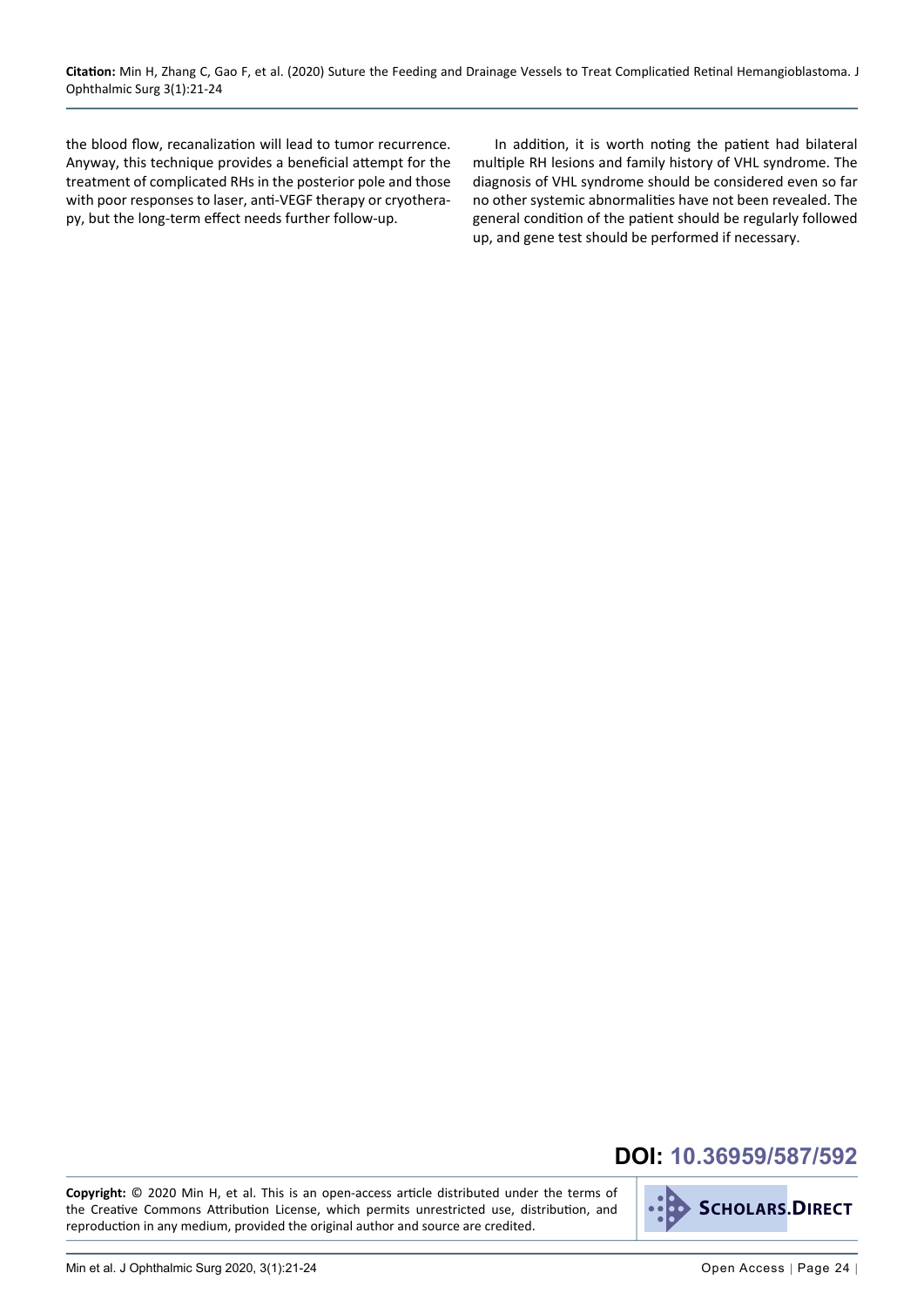the blood flow, recanalization will lead to tumor recurrence. Anyway, this technique provides a beneficial attempt for the treatment of complicated RHs in the posterior pole and those with poor responses to laser, anti-VEGF therapy or cryotherapy, but the long-term effect needs further follow-up.

In addition, it is worth noting the patient had bilateral multiple RH lesions and family history of VHL syndrome. The diagnosis of VHL syndrome should be considered even so far no other systemic abnormalities have not been revealed. The general condition of the patient should be regularly followed up, and gene test should be performed if necessary.

**DOI: 10.36959/587/592**

**Copyright:** © 2020 Min H, et al. This is an open-access article distributed under the terms of the Creative Commons Attribution License, which permits unrestricted use, distribution, and reproduction in any medium, provided the original author and source are credited.